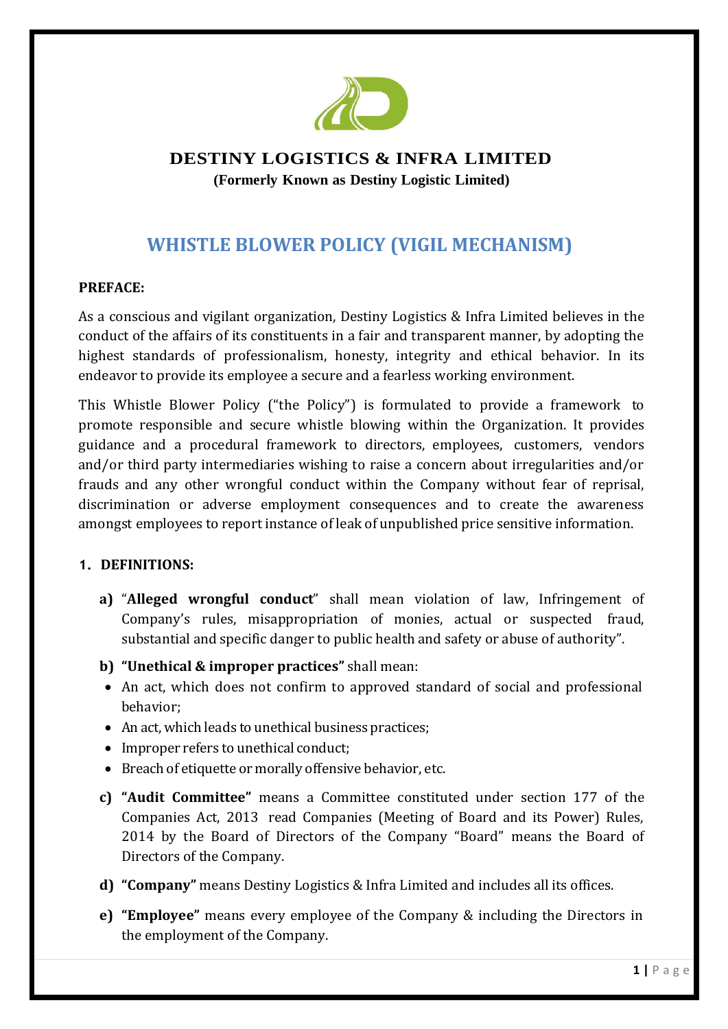# DESTINY LOGISTICS & INFRA LIMITED

**(Formerly Known as Destiny Logistic Limited)**

## WHISTLE BLOWER POLICY (VIGIL MECHANISM)

**PREFACE:**

As a conscious and vigilant organization, Destiny Logistics & Infra Limited believes in the conduct of the affairs of its constituents in a fair and transparent manner, by adopting the highest standards of professionalism, honesty, integrity and ethical behavior. In its endeavor to provide its employee a secure and a fearless working environment.

This Whistle Blower Policy ("the Policy") is formulated to provide a framework to promote responsible and secure whistle blowing within the Organization. It provides guidance and a procedural framework to directors, employees, customers, vendors and/or third party intermediaries wishing to raise a concern about irregularities and/or frauds and any other wrongful conduct within the Company without fear of reprisal, discrimination or adverse employment consequences and to create the awareness amongst employees to report instance of leak of unpublished price sensitive information.

**1. DEFINITIONS:**

**a)** "**Alleged wrongful conduct**" shall mean violation of law, Infringement of Company's rules, misappropriation of monies, actual or suspected fraud, substantial and specific danger to public health and safety or abuse of authority".

**b) "Unethical & improper practices"** shall mean:

- An act, which does not confirm to approved standard of social and professional behavior;
- An act, which leads to unethical business practices;
- Improper refers to unethical conduct;
- Breach of etiquette or morally offensive behavior, etc.

**c) "Audit Committee"** means a Committee constituted under section 177 of the Companies Act, 2013 read Companies (Meeting of Board and its Power) Rules, 2014 by the Board of Directors of the Company "Board" means the Board of Directors of the Company.

**d) "Company"** means Destiny Logistics & Infra Limited and includes all its offices.

**e) "Employee"** means every employee of the Company & including the Directors in the employment of the Company.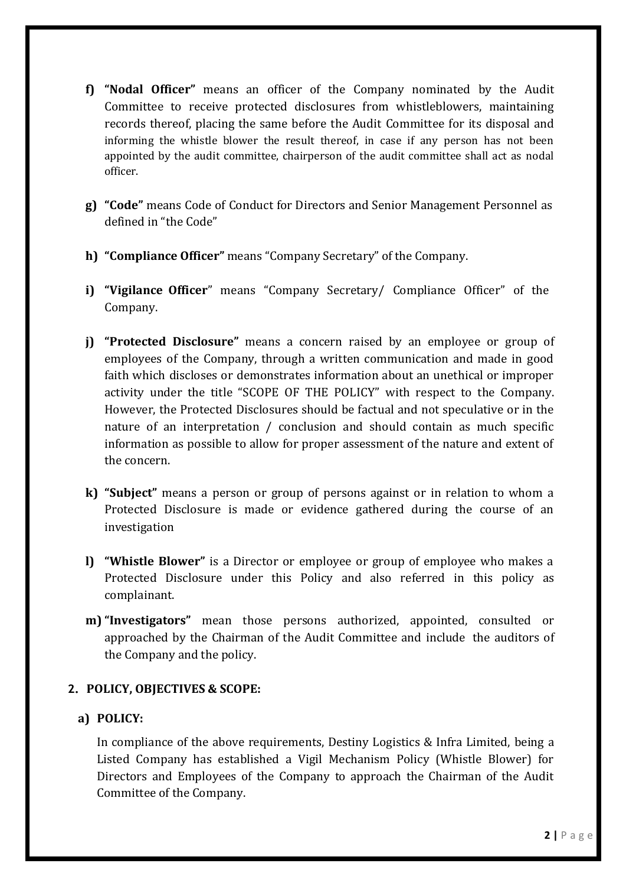f) **"Nodal Officer"** means an officer of the Company nominated by the Audit Committee to receive protected disclosures from whistleblowers, maintaining records thereof, placing the same before the Audit Committee for its disposal and informing the whistle blower the result thereof, in case if any person has not been appointed by the audit committee, chairperson of the audit committee shall act as nodal officer.

g) **"Code"** means Code of Conduct for Directors and Senior Management Personnel as defined in "the Code"

h) **"Compliance Officer"** means "Company Secretary" of the Company.

i) **"Vigilance Officer**" means "Company Secretary/ Compliance Officer" of the Company.

j) **"Protected Disclosure"** means a concern raised by an employee or group of employees of the Company, through a written communication and made in good faith which discloses or demonstrates information about an unethical or improper activity under the title "SCOPE OF THE POLICY" with respect to the Company. However, the Protected Disclosures should be factual and not speculative or in the nature of an interpretation / conclusion and should contain as much specific information as possible to allow for proper assessment of the nature and extent of the concern.

k) **"Subject"** means a person or group of persons against or in relation to whom a Protected Disclosure is made or evidence gathered during the course of an investigation

l) **"Whistle Blower"** is a Director or employee or group of employee who makes a Protected Disclosure under this Policy and also referred in this policy as complainant.

m) **"Investigators"** mean those persons authorized, appointed, consulted or approached by the Chairman of the Audit Committee and include the auditors of the Company and the policy.

## 2. POLICY, OBJECTIVES & SCOPE:

### a) POLICY:

In compliance of the above requirements, Destiny Logistics & Infra Limited, being a Listed Company has established a Vigil Mechanism Policy (Whistle Blower) for Directors and Employees of the Company to approach the Chairman of the Audit Committee of the Company.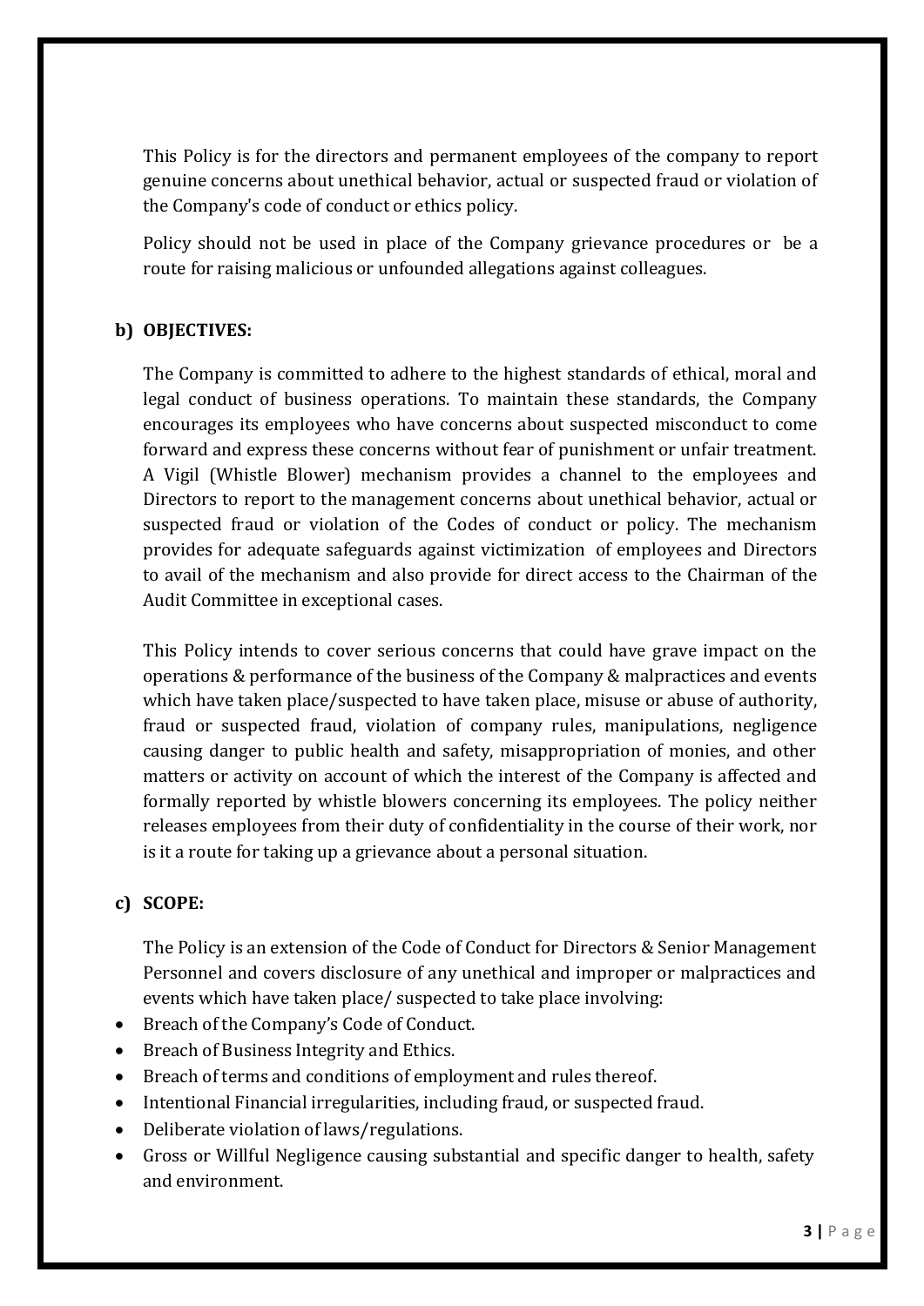This Policy is for the directors and permanent employees of the company to report genuine concerns about unethical behavior, actual or suspected fraud or violation of the Company's code of conduct or ethics policy.

Policy should not be used in place of the Company grievance procedures or be a route for raising malicious or unfounded allegations against colleagues.

**b) OBJECTIVES:**

The Company is committed to adhere to the highest standards of ethical, moral and legal conduct of business operations. To maintain these standards, the Company encourages its employees who have concerns about suspected misconduct to come forward and express these concerns without fear of punishment or unfair treatment. A Vigil (Whistle Blower) mechanism provides a channel to the employees and Directors to report to the management concerns about unethical behavior, actual or suspected fraud or violation of the Codes of conduct or policy. The mechanism provides for adequate safeguards against victimization of employees and Directors to avail of the mechanism and also provide for direct access to the Chairman of the Audit Committee in exceptional cases.

This Policy intends to cover serious concerns that could have grave impact on the operations & performance of the business of the Company & malpractices and events which have taken place/suspected to have taken place, misuse or abuse of authority, fraud or suspected fraud, violation of company rules, manipulations, negligence causing danger to public health and safety, misappropriation of monies, and other matters or activity on account of which the interest of the Company is affected and formally reported by whistle blowers concerning its employees. The policy neither releases employees from their duty of confidentiality in the course of their work, nor is it a route for taking up a grievance about a personal situation.

**c) SCOPE:**

The Policy is an extension of the Code of Conduct for Directors & Senior Management Personnel and covers disclosure of any unethical and improper or malpractices and events which have taken place/ suspected to take place involving:

- Breach of the Company's Code of Conduct.
- Breach of Business Integrity and Ethics.
- Breach of terms and conditions of employment and rules thereof.
- Intentional Financial irregularities, including fraud, or suspected fraud.
- Deliberate violation of laws/regulations.
- Gross or Willful Negligence causing substantial and specific danger to health, safety and environment.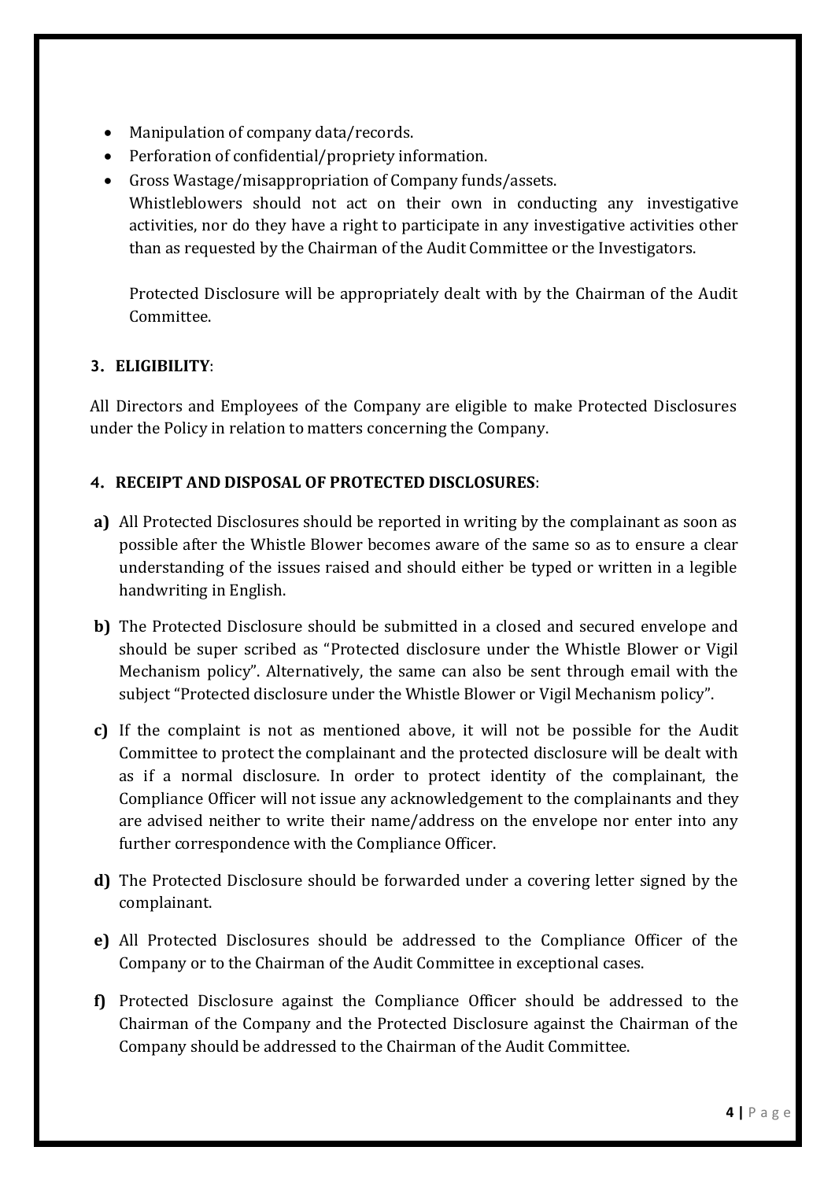- Manipulation of company data/records.
- Perforation of confidential/propriety information.
- Gross Wastage/misappropriation of Company funds/assets.

  Whistleblowers should not act on their own in conducting any investigative activities, nor do they have a right to participate in any investigative activities other than as requested by the Chairman of the Audit Committee or the Investigators.

  Protected Disclosure will be appropriately dealt with by the Chairman of the Audit Committee.

### 3. ELIGIBILITY:

All Directors and Employees of the Company are eligible to make Protected Disclosures under the Policy in relation to matters concerning the Company.

### 4. RECEIPT AND DISPOSAL OF PROTECTED DISCLOSURES:

**a)** All Protected Disclosures should be reported in writing by the complainant as soon as possible after the Whistle Blower becomes aware of the same so as to ensure a clear understanding of the issues raised and should either be typed or written in a legible handwriting in English.

**b)** The Protected Disclosure should be submitted in a closed and secured envelope and should be super scribed as "Protected disclosure under the Whistle Blower or Vigil Mechanism policy". Alternatively, the same can also be sent through email with the subject "Protected disclosure under the Whistle Blower or Vigil Mechanism policy".

**c)** If the complaint is not as mentioned above, it will not be possible for the Audit Committee to protect the complainant and the protected disclosure will be dealt with as if a normal disclosure. In order to protect identity of the complainant, the Compliance Officer will not issue any acknowledgement to the complainants and they are advised neither to write their name/address on the envelope nor enter into any further correspondence with the Compliance Officer.

**d)** The Protected Disclosure should be forwarded under a covering letter signed by the complainant.

**e)** All Protected Disclosures should be addressed to the Compliance Officer of the Company or to the Chairman of the Audit Committee in exceptional cases.

**f)** Protected Disclosure against the Compliance Officer should be addressed to the Chairman of the Company and the Protected Disclosure against the Chairman of the Company should be addressed to the Chairman of the Audit Committee.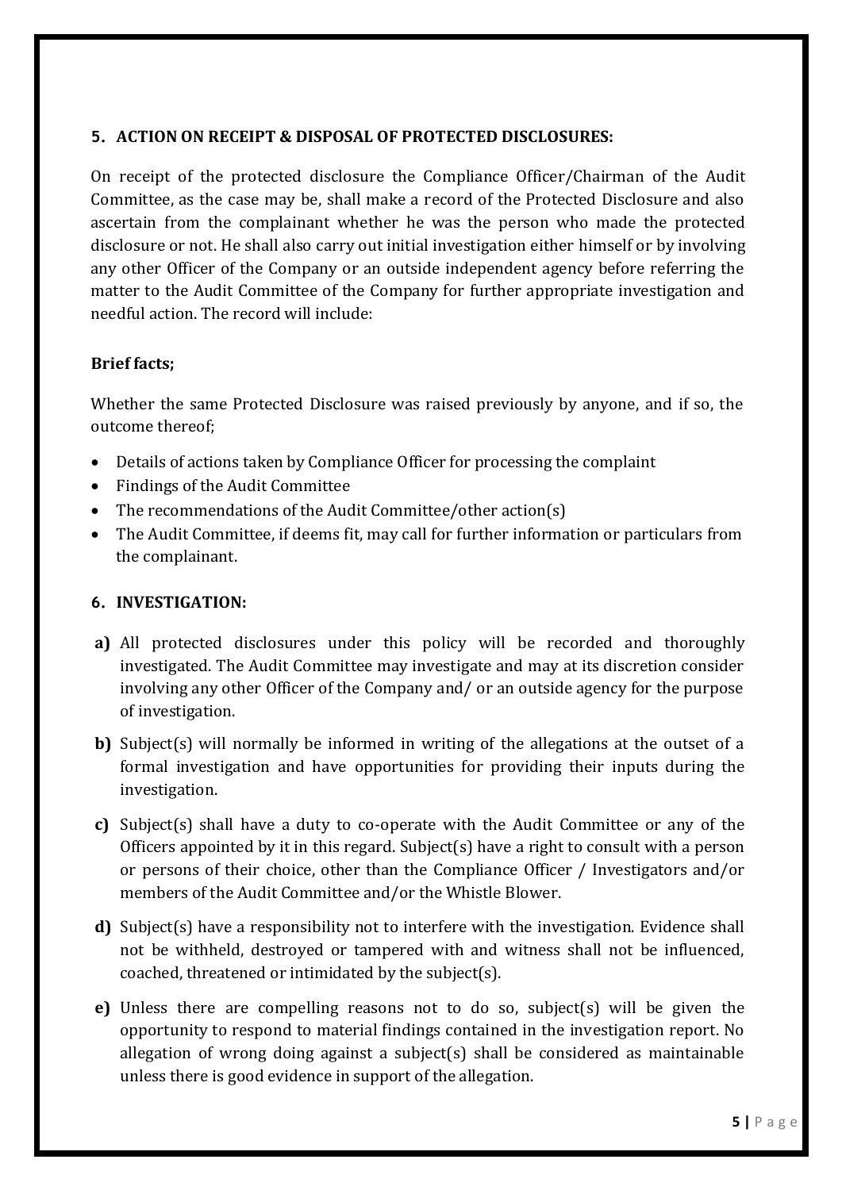## 5. ACTION ON RECEIPT & DISPOSAL OF PROTECTED DISCLOSURES:

On receipt of the protected disclosure the Compliance Officer/Chairman of the Audit Committee, as the case may be, shall make a record of the Protected Disclosure and also ascertain from the complainant whether he was the person who made the protected disclosure or not. He shall also carry out initial investigation either himself or by involving any other Officer of the Company or an outside independent agency before referring the matter to the Audit Committee of the Company for further appropriate investigation and needful action. The record will include:

**Brief facts;**

Whether the same Protected Disclosure was raised previously by anyone, and if so, the outcome thereof;

- Details of actions taken by Compliance Officer for processing the complaint
- Findings of the Audit Committee
- The recommendations of the Audit Committee/other action(s)
- The Audit Committee, if deems fit, may call for further information or particulars from the complainant.

## 6. INVESTIGATION:

**a)** All protected disclosures under this policy will be recorded and thoroughly investigated. The Audit Committee may investigate and may at its discretion consider involving any other Officer of the Company and/ or an outside agency for the purpose of investigation.

**b)** Subject(s) will normally be informed in writing of the allegations at the outset of a formal investigation and have opportunities for providing their inputs during the investigation.

**c)** Subject(s) shall have a duty to co-operate with the Audit Committee or any of the Officers appointed by it in this regard. Subject(s) have a right to consult with a person or persons of their choice, other than the Compliance Officer / Investigators and/or members of the Audit Committee and/or the Whistle Blower.

**d)** Subject(s) have a responsibility not to interfere with the investigation. Evidence shall not be withheld, destroyed or tampered with and witness shall not be influenced, coached, threatened or intimidated by the subject(s).

**e)** Unless there are compelling reasons not to do so, subject(s) will be given the opportunity to respond to material findings contained in the investigation report. No allegation of wrong doing against a subject(s) shall be considered as maintainable unless there is good evidence in support of the allegation.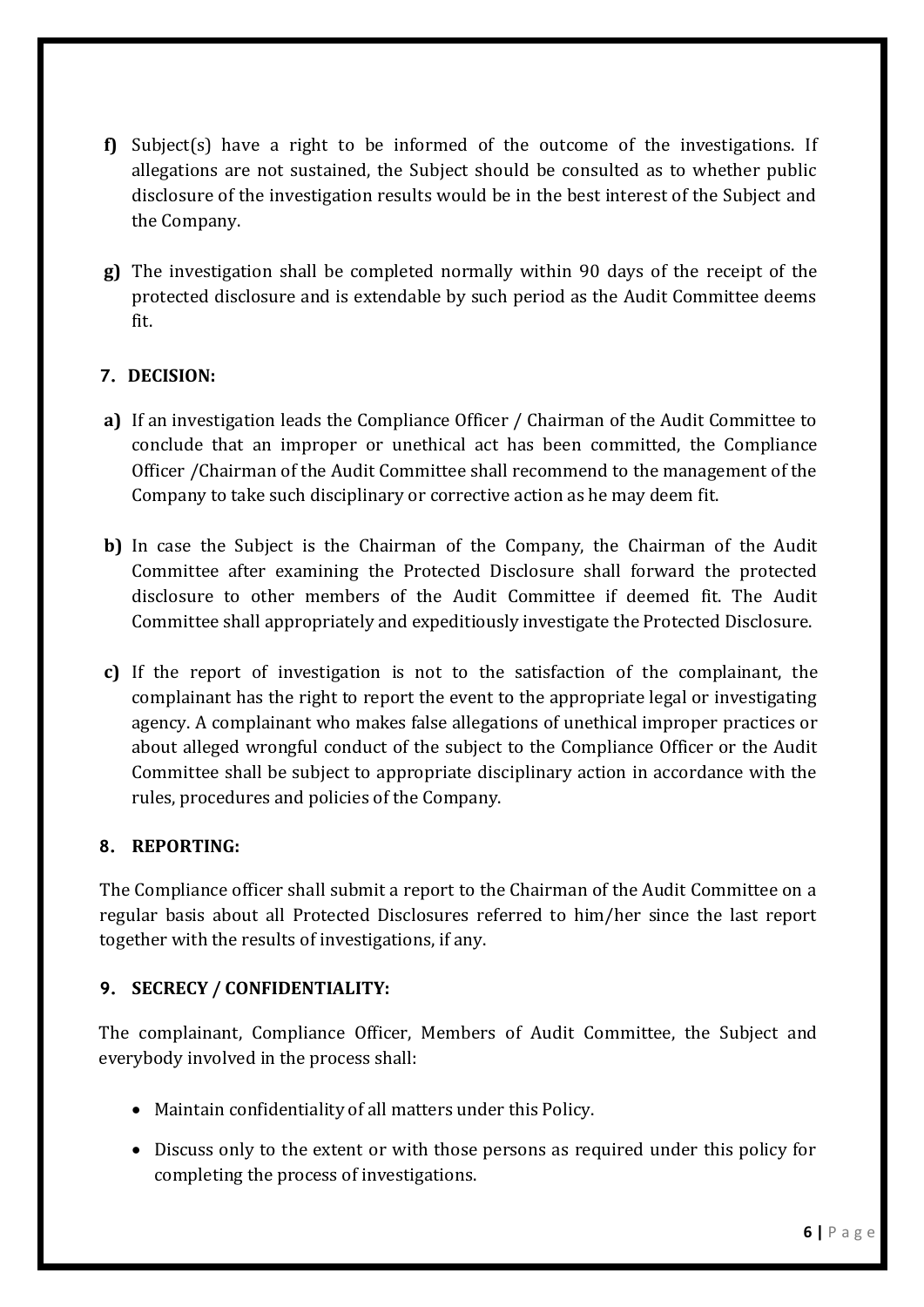**f)** Subject(s) have a right to be informed of the outcome of the investigations. If allegations are not sustained, the Subject should be consulted as to whether public disclosure of the investigation results would be in the best interest of the Subject and the Company.

**g)** The investigation shall be completed normally within 90 days of the receipt of the protected disclosure and is extendable by such period as the Audit Committee deems fit.

## 7. DECISION:

**a)** If an investigation leads the Compliance Officer / Chairman of the Audit Committee to conclude that an improper or unethical act has been committed, the Compliance Officer /Chairman of the Audit Committee shall recommend to the management of the Company to take such disciplinary or corrective action as he may deem fit.

**b)** In case the Subject is the Chairman of the Company, the Chairman of the Audit Committee after examining the Protected Disclosure shall forward the protected disclosure to other members of the Audit Committee if deemed fit. The Audit Committee shall appropriately and expeditiously investigate the Protected Disclosure.

**c)** If the report of investigation is not to the satisfaction of the complainant, the complainant has the right to report the event to the appropriate legal or investigating agency. A complainant who makes false allegations of unethical improper practices or about alleged wrongful conduct of the subject to the Compliance Officer or the Audit Committee shall be subject to appropriate disciplinary action in accordance with the rules, procedures and policies of the Company.

## 8. REPORTING:

The Compliance officer shall submit a report to the Chairman of the Audit Committee on a regular basis about all Protected Disclosures referred to him/her since the last report together with the results of investigations, if any.

## 9. SECRECY / CONFIDENTIALITY:

The complainant, Compliance Officer, Members of Audit Committee, the Subject and everybody involved in the process shall:

- Maintain confidentiality of all matters under this Policy.
- Discuss only to the extent or with those persons as required under this policy for completing the process of investigations.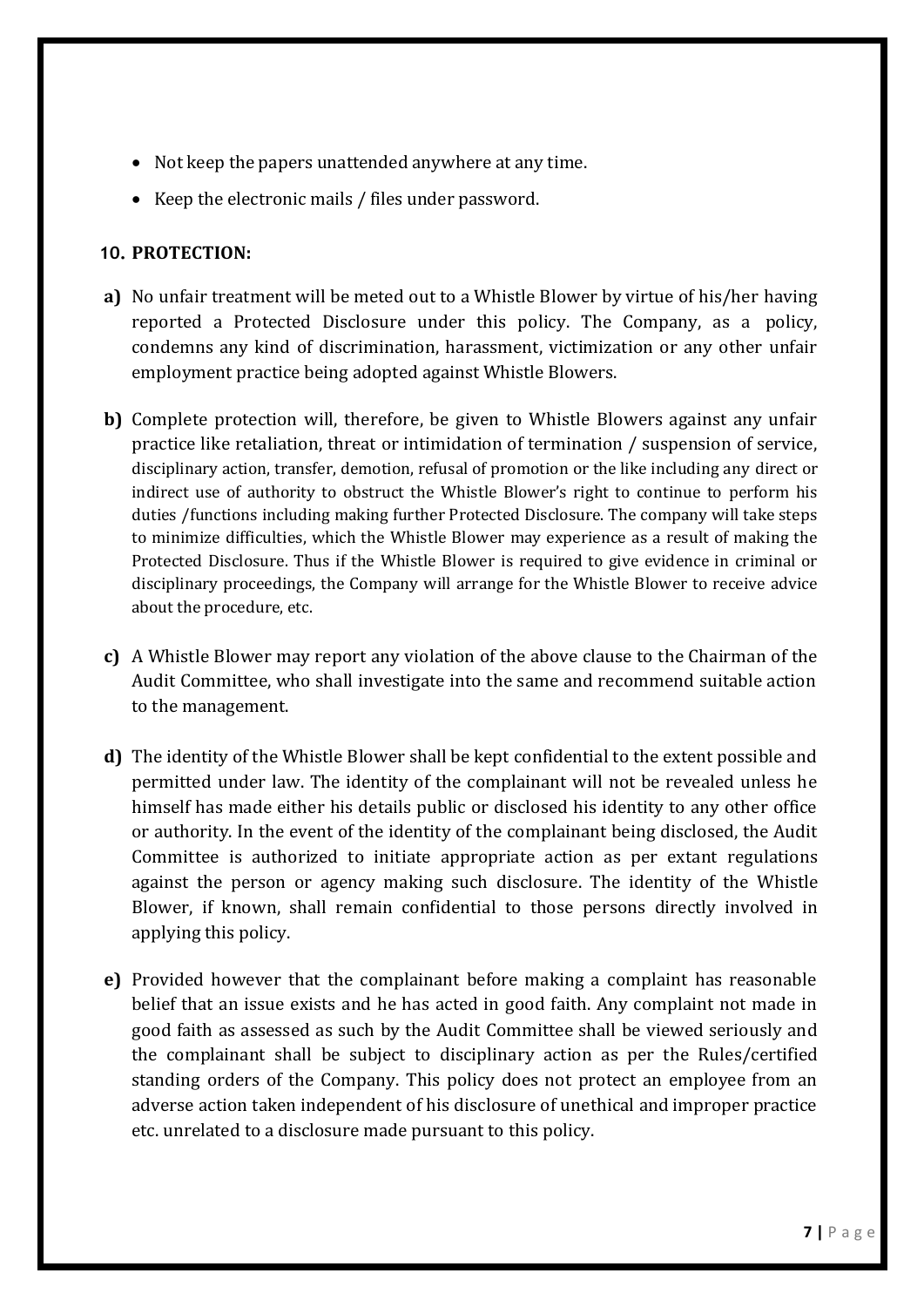- Not keep the papers unattended anywhere at any time.
- Keep the electronic mails / files under password.

## 10. PROTECTION:

**a)** No unfair treatment will be meted out to a Whistle Blower by virtue of his/her having reported a Protected Disclosure under this policy. The Company, as a policy, condemns any kind of discrimination, harassment, victimization or any other unfair employment practice being adopted against Whistle Blowers.

**b)** Complete protection will, therefore, be given to Whistle Blowers against any unfair practice like retaliation, threat or intimidation of termination / suspension of service, disciplinary action, transfer, demotion, refusal of promotion or the like including any direct or indirect use of authority to obstruct the Whistle Blower's right to continue to perform his duties /functions including making further Protected Disclosure. The company will take steps to minimize difficulties, which the Whistle Blower may experience as a result of making the Protected Disclosure. Thus if the Whistle Blower is required to give evidence in criminal or disciplinary proceedings, the Company will arrange for the Whistle Blower to receive advice about the procedure, etc.

**c)** A Whistle Blower may report any violation of the above clause to the Chairman of the Audit Committee, who shall investigate into the same and recommend suitable action to the management.

**d)** The identity of the Whistle Blower shall be kept confidential to the extent possible and permitted under law. The identity of the complainant will not be revealed unless he himself has made either his details public or disclosed his identity to any other office or authority. In the event of the identity of the complainant being disclosed, the Audit Committee is authorized to initiate appropriate action as per extant regulations against the person or agency making such disclosure. The identity of the Whistle Blower, if known, shall remain confidential to those persons directly involved in applying this policy.

**e)** Provided however that the complainant before making a complaint has reasonable belief that an issue exists and he has acted in good faith. Any complaint not made in good faith as assessed as such by the Audit Committee shall be viewed seriously and the complainant shall be subject to disciplinary action as per the Rules/certified standing orders of the Company. This policy does not protect an employee from an adverse action taken independent of his disclosure of unethical and improper practice etc. unrelated to a disclosure made pursuant to this policy.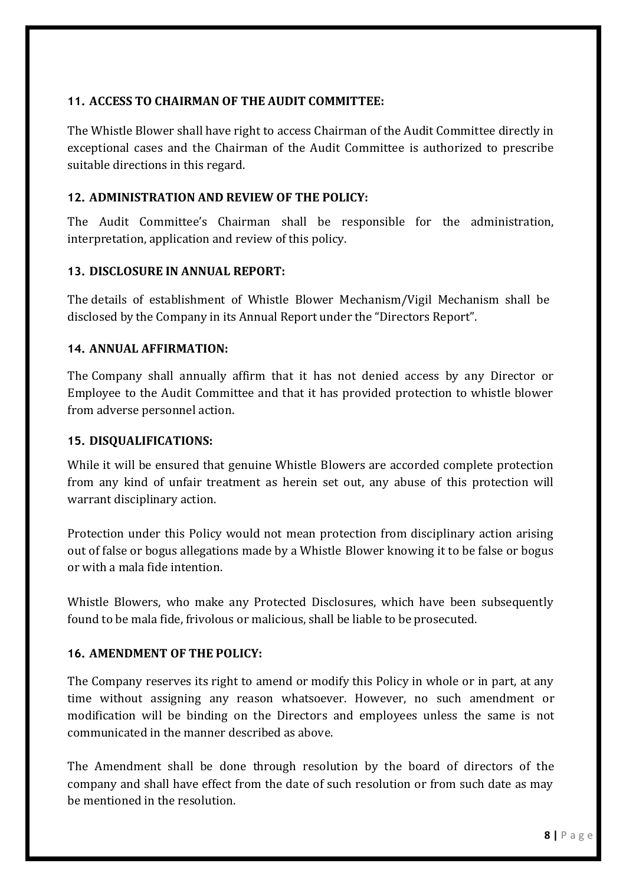### 11. ACCESS TO CHAIRMAN OF THE AUDIT COMMITTEE:

The Whistle Blower shall have right to access Chairman of the Audit Committee directly in exceptional cases and the Chairman of the Audit Committee is authorized to prescribe suitable directions in this regard.

### 12. ADMINISTRATION AND REVIEW OF THE POLICY:

The Audit Committee's Chairman shall be responsible for the administration, interpretation, application and review of this policy.

### 13. DISCLOSURE IN ANNUAL REPORT:

The details of establishment of Whistle Blower Mechanism/Vigil Mechanism shall be disclosed by the Company in its Annual Report under the "Directors Report".

### 14. ANNUAL AFFIRMATION:

The Company shall annually affirm that it has not denied access by any Director or Employee to the Audit Committee and that it has provided protection to whistle blower from adverse personnel action.

### 15. DISQUALIFICATIONS:

While it will be ensured that genuine Whistle Blowers are accorded complete protection from any kind of unfair treatment as herein set out, any abuse of this protection will warrant disciplinary action.

Protection under this Policy would not mean protection from disciplinary action arising out of false or bogus allegations made by a Whistle Blower knowing it to be false or bogus or with a mala fide intention.

Whistle Blowers, who make any Protected Disclosures, which have been subsequently found to be mala fide, frivolous or malicious, shall be liable to be prosecuted.

### 16. AMENDMENT OF THE POLICY:

The Company reserves its right to amend or modify this Policy in whole or in part, at any time without assigning any reason whatsoever. However, no such amendment or modification will be binding on the Directors and employees unless the same is not communicated in the manner described as above.

The Amendment shall be done through resolution by the board of directors of the company and shall have effect from the date of such resolution or from such date as may be mentioned in the resolution.